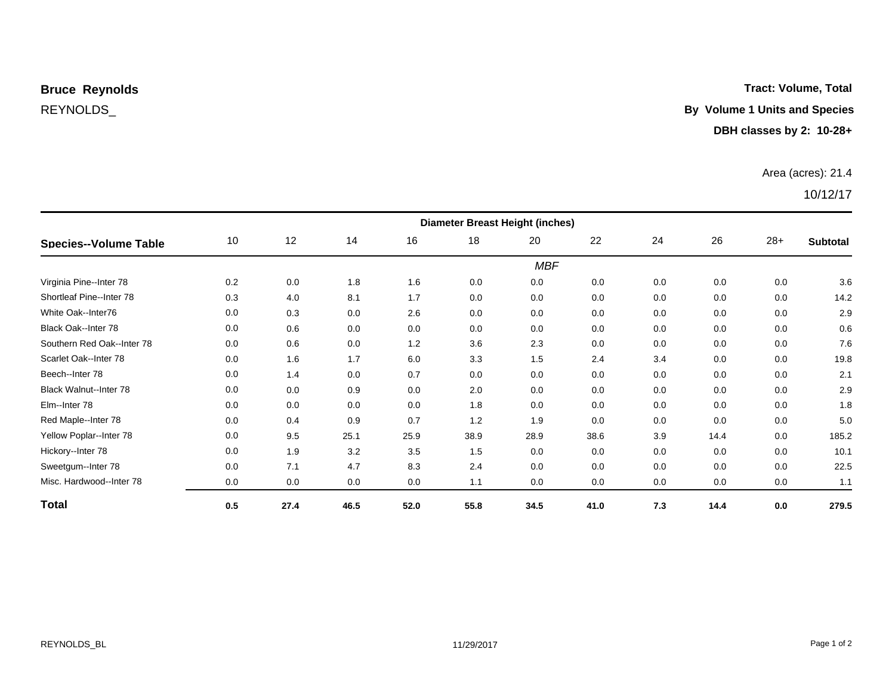**Bruce Reynolds**

REYNOLDS_

**Tract: Volume, Total**

**By Volume 1 Units and Species**

**DBH classes by 2: 10-28+**

Area (acres): 21.4

10/12/17

| | Diameter Breast Height (inches) | | | | | | | | | | |
|---|---|---|---|---|---|---|---|---|---|---|---|
| **Species--Volume Table** | 10 | 12 | 14 | 16 | 18 | 20 | 22 | 24 | 26 | 28+ | **Subtotal** |
| | | | | | | *MBF* | | | | | |
| Virginia Pine--Inter 78 | 0.2 | 0.0 | 1.8 | 1.6 | 0.0 | 0.0 | 0.0 | 0.0 | 0.0 | 0.0 | 3.6 |
| Shortleaf Pine--Inter 78 | 0.3 | 4.0 | 8.1 | 1.7 | 0.0 | 0.0 | 0.0 | 0.0 | 0.0 | 0.0 | 14.2 |
| White Oak--Inter76 | 0.0 | 0.3 | 0.0 | 2.6 | 0.0 | 0.0 | 0.0 | 0.0 | 0.0 | 0.0 | 2.9 |
| Black Oak--Inter 78 | 0.0 | 0.6 | 0.0 | 0.0 | 0.0 | 0.0 | 0.0 | 0.0 | 0.0 | 0.0 | 0.6 |
| Southern Red Oak--Inter 78 | 0.0 | 0.6 | 0.0 | 1.2 | 3.6 | 2.3 | 0.0 | 0.0 | 0.0 | 0.0 | 7.6 |
| Scarlet Oak--Inter 78 | 0.0 | 1.6 | 1.7 | 6.0 | 3.3 | 1.5 | 2.4 | 3.4 | 0.0 | 0.0 | 19.8 |
| Beech--Inter 78 | 0.0 | 1.4 | 0.0 | 0.7 | 0.0 | 0.0 | 0.0 | 0.0 | 0.0 | 0.0 | 2.1 |
| Black Walnut--Inter 78 | 0.0 | 0.0 | 0.9 | 0.0 | 2.0 | 0.0 | 0.0 | 0.0 | 0.0 | 0.0 | 2.9 |
| Elm--Inter 78 | 0.0 | 0.0 | 0.0 | 0.0 | 1.8 | 0.0 | 0.0 | 0.0 | 0.0 | 0.0 | 1.8 |
| Red Maple--Inter 78 | 0.0 | 0.4 | 0.9 | 0.7 | 1.2 | 1.9 | 0.0 | 0.0 | 0.0 | 0.0 | 5.0 |
| Yellow Poplar--Inter 78 | 0.0 | 9.5 | 25.1 | 25.9 | 38.9 | 28.9 | 38.6 | 3.9 | 14.4 | 0.0 | 185.2 |
| Hickory--Inter 78 | 0.0 | 1.9 | 3.2 | 3.5 | 1.5 | 0.0 | 0.0 | 0.0 | 0.0 | 0.0 | 10.1 |
| Sweetgum--Inter 78 | 0.0 | 7.1 | 4.7 | 8.3 | 2.4 | 0.0 | 0.0 | 0.0 | 0.0 | 0.0 | 22.5 |
| Misc. Hardwood--Inter 78 | 0.0 | 0.0 | 0.0 | 0.0 | 1.1 | 0.0 | 0.0 | 0.0 | 0.0 | 0.0 | 1.1 |
| **Total** | **0.5** | **27.4** | **46.5** | **52.0** | **55.8** | **34.5** | **41.0** | **7.3** | **14.4** | **0.0** | **279.5** |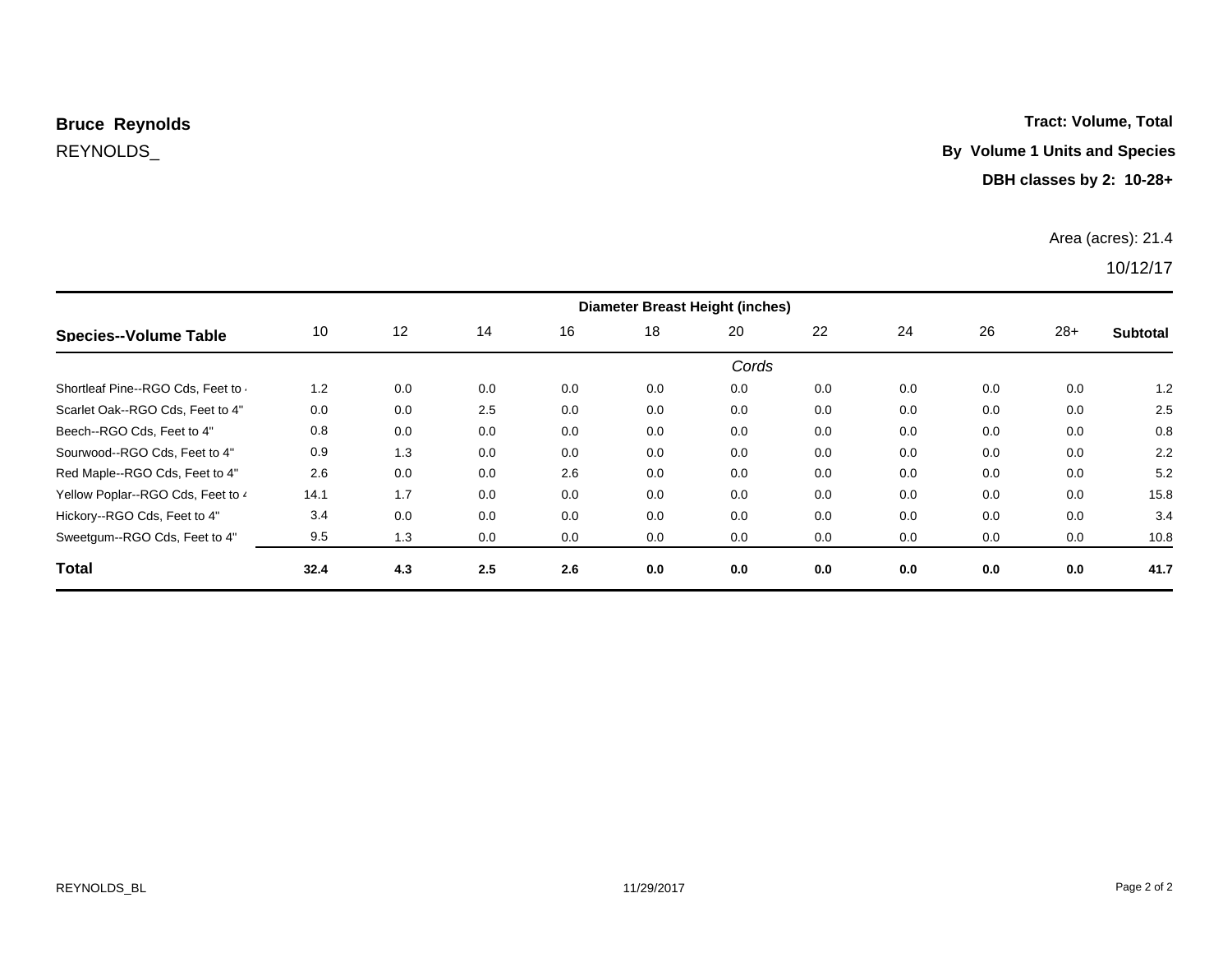**Bruce Reynolds**

REYNOLDS_

**Tract: Volume, Total**

**By Volume 1 Units and Species**

**DBH classes by 2: 10-28+**

Area (acres): 21.4

10/12/17

| Species--Volume Table | Diameter Breast Height (inches) | | | | | | | | | | |
|---|---|---|---|---|---|---|---|---|---|---|---|
| | 10 | 12 | 14 | 16 | 18 | 20 | 22 | 24 | 26 | 28+ | Subtotal |
| | | | | | | *Cords* | | | | | |
| Shortleaf Pine--RGO Cds, Feet to 4 | 1.2 | 0.0 | 0.0 | 0.0 | 0.0 | 0.0 | 0.0 | 0.0 | 0.0 | 0.0 | 1.2 |
| Scarlet Oak--RGO Cds, Feet to 4" | 0.0 | 0.0 | 2.5 | 0.0 | 0.0 | 0.0 | 0.0 | 0.0 | 0.0 | 0.0 | 2.5 |
| Beech--RGO Cds, Feet to 4" | 0.8 | 0.0 | 0.0 | 0.0 | 0.0 | 0.0 | 0.0 | 0.0 | 0.0 | 0.0 | 0.8 |
| Sourwood--RGO Cds, Feet to 4" | 0.9 | 1.3 | 0.0 | 0.0 | 0.0 | 0.0 | 0.0 | 0.0 | 0.0 | 0.0 | 2.2 |
| Red Maple--RGO Cds, Feet to 4" | 2.6 | 0.0 | 0.0 | 2.6 | 0.0 | 0.0 | 0.0 | 0.0 | 0.0 | 0.0 | 5.2 |
| Yellow Poplar--RGO Cds, Feet to 4 | 14.1 | 1.7 | 0.0 | 0.0 | 0.0 | 0.0 | 0.0 | 0.0 | 0.0 | 0.0 | 15.8 |
| Hickory--RGO Cds, Feet to 4" | 3.4 | 0.0 | 0.0 | 0.0 | 0.0 | 0.0 | 0.0 | 0.0 | 0.0 | 0.0 | 3.4 |
| Sweetgum--RGO Cds, Feet to 4" | 9.5 | 1.3 | 0.0 | 0.0 | 0.0 | 0.0 | 0.0 | 0.0 | 0.0 | 0.0 | 10.8 |
| **Total** | **32.4** | **4.3** | **2.5** | **2.6** | **0.0** | **0.0** | **0.0** | **0.0** | **0.0** | **0.0** | **41.7** |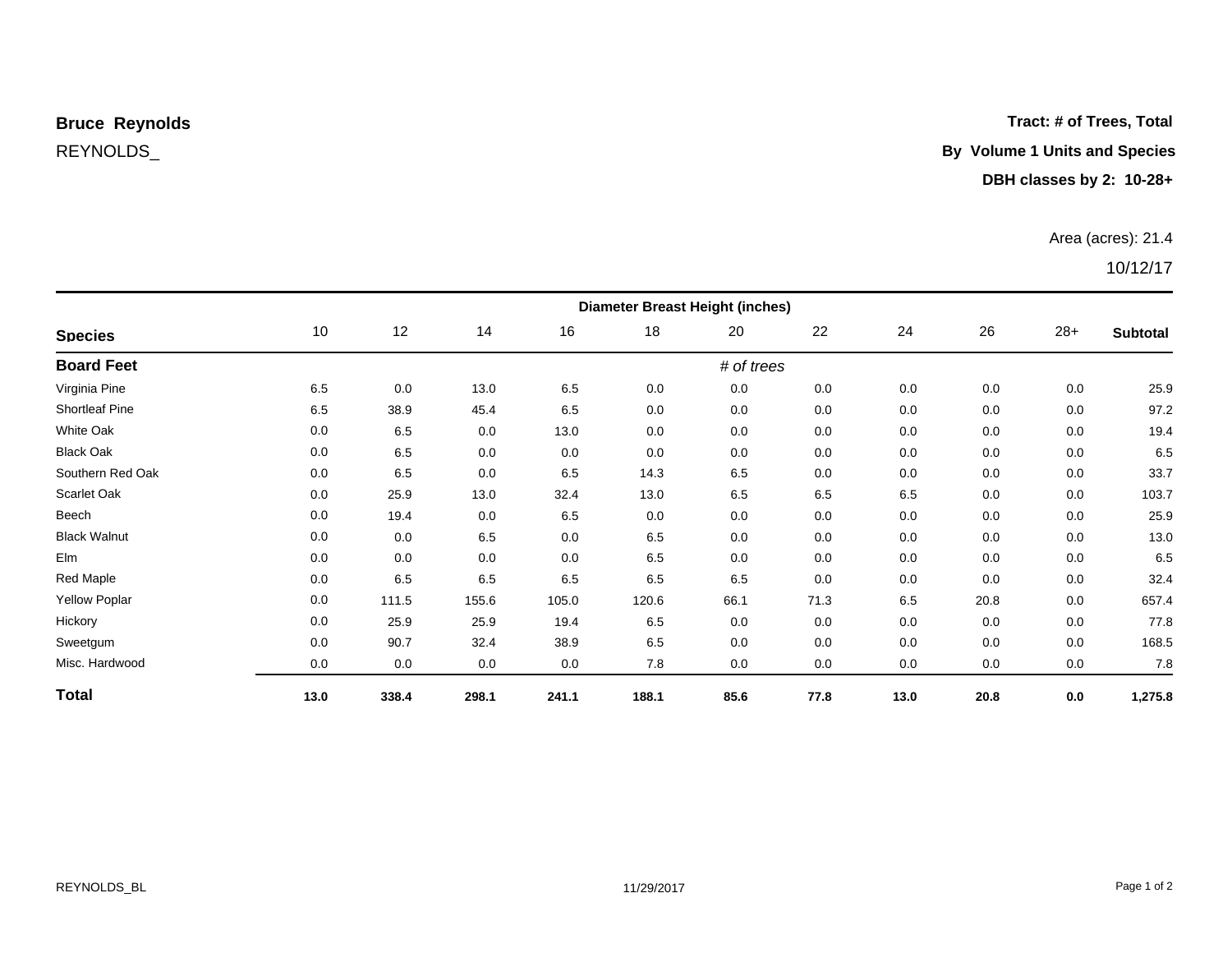**Bruce Reynolds**

REYNOLDS_

**Tract: # of Trees, Total**

**By Volume 1 Units and Species**

**DBH classes by 2: 10-28+**

Area (acres): 21.4

10/12/17

| | Diameter Breast Height (inches) | | | | | | | | | | |
|---|---|---|---|---|---|---|---|---|---|---|---|
| **Species** | 10 | 12 | 14 | 16 | 18 | 20 | 22 | 24 | 26 | 28+ | **Subtotal** |
| **Board Feet** | | | | | | *# of trees* | | | | | |
| Virginia Pine | 6.5 | 0.0 | 13.0 | 6.5 | 0.0 | 0.0 | 0.0 | 0.0 | 0.0 | 0.0 | 25.9 |
| Shortleaf Pine | 6.5 | 38.9 | 45.4 | 6.5 | 0.0 | 0.0 | 0.0 | 0.0 | 0.0 | 0.0 | 97.2 |
| White Oak | 0.0 | 6.5 | 0.0 | 13.0 | 0.0 | 0.0 | 0.0 | 0.0 | 0.0 | 0.0 | 19.4 |
| Black Oak | 0.0 | 6.5 | 0.0 | 0.0 | 0.0 | 0.0 | 0.0 | 0.0 | 0.0 | 0.0 | 6.5 |
| Southern Red Oak | 0.0 | 6.5 | 0.0 | 6.5 | 14.3 | 6.5 | 0.0 | 0.0 | 0.0 | 0.0 | 33.7 |
| Scarlet Oak | 0.0 | 25.9 | 13.0 | 32.4 | 13.0 | 6.5 | 6.5 | 6.5 | 0.0 | 0.0 | 103.7 |
| Beech | 0.0 | 19.4 | 0.0 | 6.5 | 0.0 | 0.0 | 0.0 | 0.0 | 0.0 | 0.0 | 25.9 |
| Black Walnut | 0.0 | 0.0 | 6.5 | 0.0 | 6.5 | 0.0 | 0.0 | 0.0 | 0.0 | 0.0 | 13.0 |
| Elm | 0.0 | 0.0 | 0.0 | 0.0 | 6.5 | 0.0 | 0.0 | 0.0 | 0.0 | 0.0 | 6.5 |
| Red Maple | 0.0 | 6.5 | 6.5 | 6.5 | 6.5 | 6.5 | 0.0 | 0.0 | 0.0 | 0.0 | 32.4 |
| Yellow Poplar | 0.0 | 111.5 | 155.6 | 105.0 | 120.6 | 66.1 | 71.3 | 6.5 | 20.8 | 0.0 | 657.4 |
| Hickory | 0.0 | 25.9 | 25.9 | 19.4 | 6.5 | 0.0 | 0.0 | 0.0 | 0.0 | 0.0 | 77.8 |
| Sweetgum | 0.0 | 90.7 | 32.4 | 38.9 | 6.5 | 0.0 | 0.0 | 0.0 | 0.0 | 0.0 | 168.5 |
| Misc. Hardwood | 0.0 | 0.0 | 0.0 | 0.0 | 7.8 | 0.0 | 0.0 | 0.0 | 0.0 | 0.0 | 7.8 |
| **Total** | **13.0** | **338.4** | **298.1** | **241.1** | **188.1** | **85.6** | **77.8** | **13.0** | **20.8** | **0.0** | **1,275.8** |

REYNOLDS_BL

11/29/2017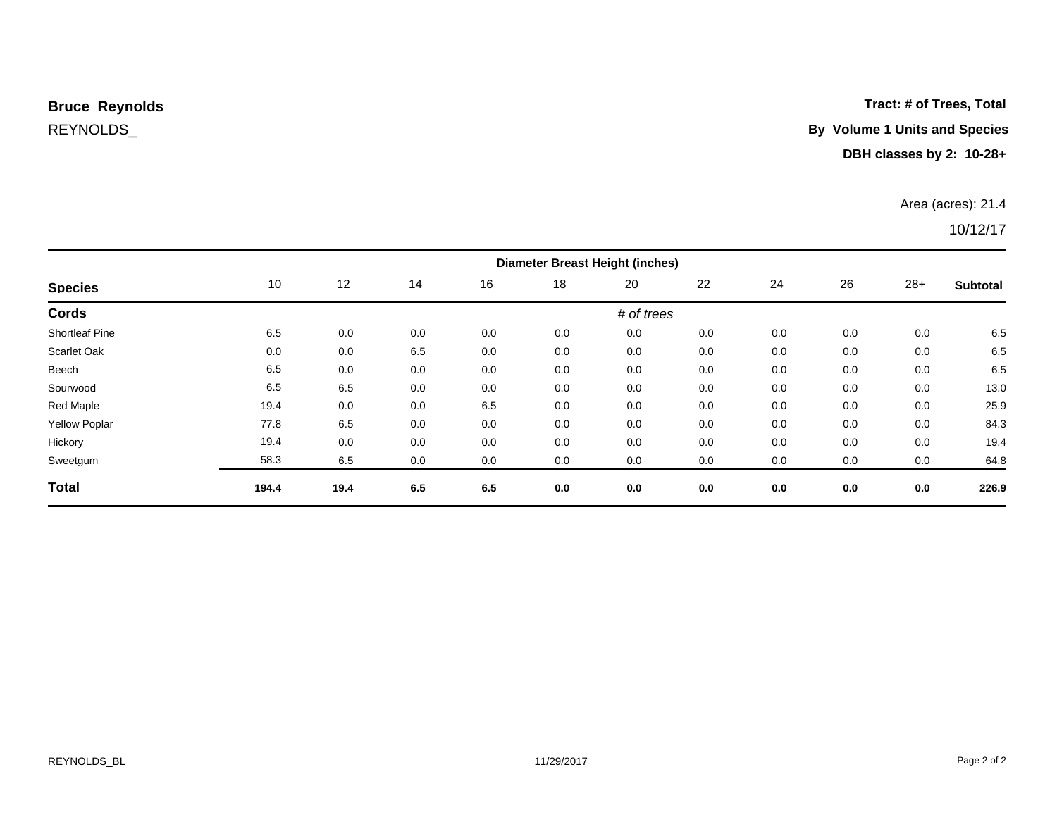**Bruce Reynolds**

REYNOLDS_

**Tract: # of Trees, Total**

**By Volume 1 Units and Species**

**DBH classes by 2: 10-28+**

Area (acres): 21.4

10/12/17

| | **Diameter Breast Height (inches)** | | | | | | | | | | |
|---|---|---|---|---|---|---|---|---|---|---|---|
| **Species** | 10 | 12 | 14 | 16 | 18 | 20 | 22 | 24 | 26 | 28+ | **Subtotal** |
| **Cords** | | | | | | *# of trees* | | | | | |
| Shortleaf Pine | 6.5 | 0.0 | 0.0 | 0.0 | 0.0 | 0.0 | 0.0 | 0.0 | 0.0 | 0.0 | 6.5 |
| Scarlet Oak | 0.0 | 0.0 | 6.5 | 0.0 | 0.0 | 0.0 | 0.0 | 0.0 | 0.0 | 0.0 | 6.5 |
| Beech | 6.5 | 0.0 | 0.0 | 0.0 | 0.0 | 0.0 | 0.0 | 0.0 | 0.0 | 0.0 | 6.5 |
| Sourwood | 6.5 | 6.5 | 0.0 | 0.0 | 0.0 | 0.0 | 0.0 | 0.0 | 0.0 | 0.0 | 13.0 |
| Red Maple | 19.4 | 0.0 | 0.0 | 6.5 | 0.0 | 0.0 | 0.0 | 0.0 | 0.0 | 0.0 | 25.9 |
| Yellow Poplar | 77.8 | 6.5 | 0.0 | 0.0 | 0.0 | 0.0 | 0.0 | 0.0 | 0.0 | 0.0 | 84.3 |
| Hickory | 19.4 | 0.0 | 0.0 | 0.0 | 0.0 | 0.0 | 0.0 | 0.0 | 0.0 | 0.0 | 19.4 |
| Sweetgum | 58.3 | 6.5 | 0.0 | 0.0 | 0.0 | 0.0 | 0.0 | 0.0 | 0.0 | 0.0 | 64.8 |
| **Total** | **194.4** | **19.4** | **6.5** | **6.5** | **0.0** | **0.0** | **0.0** | **0.0** | **0.0** | **0.0** | **226.9** |

REYNOLDS_BL 11/29/2017